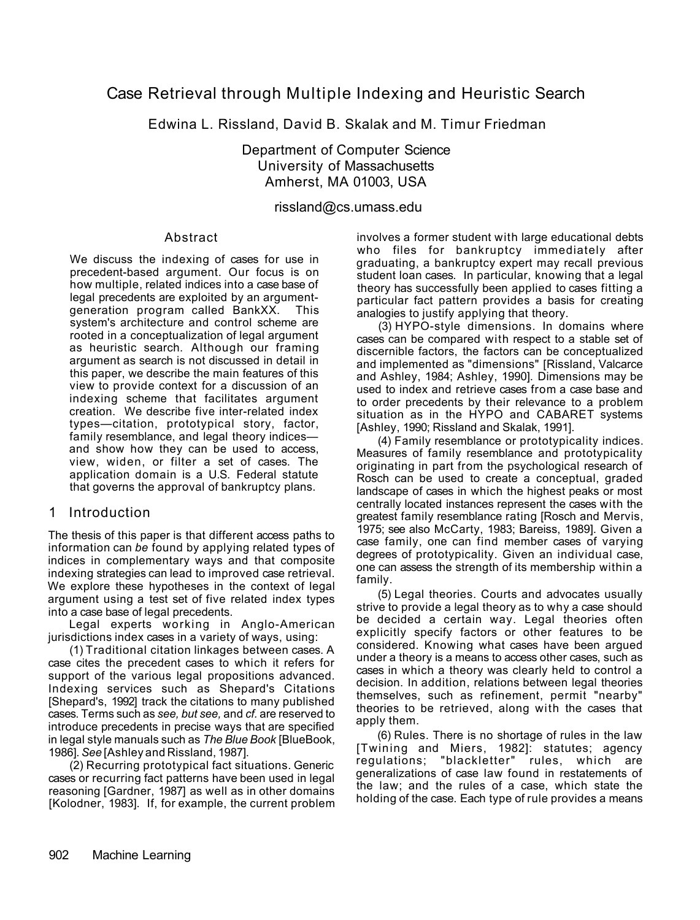# Case Retrieval through Multiple Indexing and Heuristic Search

Edwina L. Rissland, David B. Skalak and M. Timur Friedman

Department of Computer Science
University of Massachusetts
Amherst, MA 01003, USA

rissland@cs.umass.edu

## Abstract

We discuss the indexing of cases for use in precedent-based argument. Our focus is on how multiple, related indices into a case base of legal precedents are exploited by an argument-generation program called BankXX. This system's architecture and control scheme are rooted in a conceptualization of legal argument as heuristic search. Although our framing argument as search is not discussed in detail in this paper, we describe the main features of this view to provide context for a discussion of an indexing scheme that facilitates argument creation. We describe five inter-related index types—citation, prototypical story, factor, family resemblance, and legal theory indices—and show how they can be used to access, view, widen, or filter a set of cases. The application domain is a U.S. Federal statute that governs the approval of bankruptcy plans.

## 1 Introduction

The thesis of this paper is that different access paths to information can *be* found by applying related types of indices in complementary ways and that composite indexing strategies can lead to improved case retrieval. We explore these hypotheses in the context of legal argument using a test set of five related index types into a case base of legal precedents.

Legal experts working in Anglo-American jurisdictions index cases in a variety of ways, using:

(1) Traditional citation linkages between cases. A case cites the precedent cases to which it refers for support of the various legal propositions advanced. Indexing services such as Shepard's Citations [Shepard's, 1992] track the citations to many published cases. Terms such as *see, but see,* and *cf.* are reserved to introduce precedents in precise ways that are specified in legal style manuals such as *The Blue Book* [BlueBook, 1986]. *See* [Ashley and Rissland, 1987].

(2) Recurring prototypical fact situations. Generic cases or recurring fact patterns have been used in legal reasoning [Gardner, 1987] as well as in other domains [Kolodner, 1983]. If, for example, the current problem involves a former student with large educational debts who files for bankruptcy immediately after graduating, a bankruptcy expert may recall previous student loan cases. In particular, knowing that a legal theory has successfully been applied to cases fitting a particular fact pattern provides a basis for creating analogies to justify applying that theory.

(3) HYPO-style dimensions. In domains where cases can be compared with respect to a stable set of discernible factors, the factors can be conceptualized and implemented as "dimensions" [Rissland, Valcarce and Ashley, 1984; Ashley, 1990]. Dimensions may be used to index and retrieve cases from a case base and to order precedents by their relevance to a problem situation as in the HYPO and CABARET systems [Ashley, 1990; Rissland and Skalak, 1991].

(4) Family resemblance or prototypicality indices. Measures of family resemblance and prototypicality originating in part from the psychological research of Rosch can be used to create a conceptual, graded landscape of cases in which the highest peaks or most centrally located instances represent the cases with the greatest family resemblance rating [Rosch and Mervis, 1975; see also McCarty, 1983; Bareiss, 1989]. Given a case family, one can find member cases of varying degrees of prototypicality. Given an individual case, one can assess the strength of its membership within a family.

(5) Legal theories. Courts and advocates usually strive to provide a legal theory as to why a case should be decided a certain way. Legal theories often explicitly specify factors or other features to be considered. Knowing what cases have been argued under a theory is a means to access other cases, such as cases in which a theory was clearly held to control a decision. In addition, relations between legal theories themselves, such as refinement, permit "nearby" theories to be retrieved, along with the cases that apply them.

(6) Rules. There is no shortage of rules in the law [Twining and Miers, 1982]: statutes; agency regulations; "blackletter" rules, which are generalizations of case law found in restatements of the law; and the rules of a case, which state the holding of the case. Each type of rule provides a means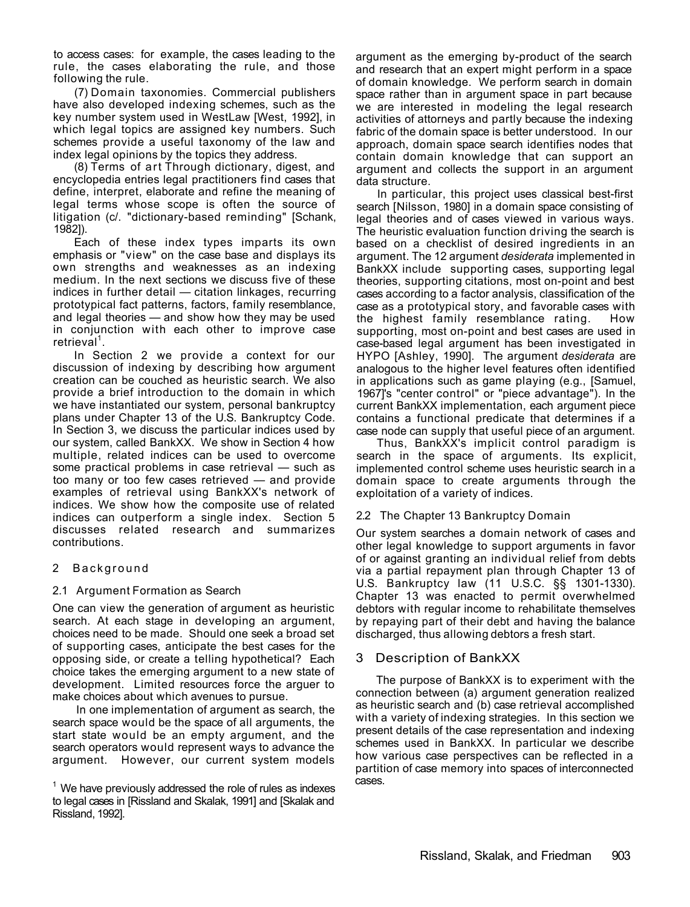to access cases: for example, the cases leading to the rule, the cases elaborating the rule, and those following the rule.

(7) Domain taxonomies. Commercial publishers have also developed indexing schemes, such as the key number system used in WestLaw [West, 1992], in which legal topics are assigned key numbers. Such schemes provide a useful taxonomy of the law and index legal opinions by the topics they address.

(8) Terms of art Through dictionary, digest, and encyclopedia entries legal practitioners find cases that define, interpret, elaborate and refine the meaning of legal terms whose scope is often the source of litigation (c/. "dictionary-based reminding" [Schank, 1982]).

Each of these index types imparts its own emphasis or "view" on the case base and displays its own strengths and weaknesses as an indexing medium. In the next sections we discuss five of these indices in further detail — citation linkages, recurring prototypical fact patterns, factors, family resemblance, and legal theories — and show how they may be used in conjunction with each other to improve case retrieval[1].

In Section 2 we provide a context for our discussion of indexing by describing how argument creation can be couched as heuristic search. We also provide a brief introduction to the domain in which we have instantiated our system, personal bankruptcy plans under Chapter 13 of the U.S. Bankruptcy Code. In Section 3, we discuss the particular indices used by our system, called BankXX. We show in Section 4 how multiple, related indices can be used to overcome some practical problems in case retrieval — such as too many or too few cases retrieved — and provide examples of retrieval using BankXX's network of indices. We show how the composite use of related indices can outperform a single index. Section 5 discusses related research and summarizes contributions.

## 2 Background

### 2.1 Argument Formation as Search

One can view the generation of argument as heuristic search. At each stage in developing an argument, choices need to be made. Should one seek a broad set of supporting cases, anticipate the best cases for the opposing side, or create a telling hypothetical? Each choice takes the emerging argument to a new state of development. Limited resources force the arguer to make choices about which avenues to pursue.

In one implementation of argument as search, the search space would be the space of all arguments, the start state would be an empty argument, and the search operators would represent ways to advance the argument. However, our current system models argument as the emerging by-product of the search and research that an expert might perform in a space of domain knowledge. We perform search in domain space rather than in argument space in part because we are interested in modeling the legal research activities of attorneys and partly because the indexing fabric of the domain space is better understood. In our approach, domain space search identifies nodes that contain domain knowledge that can support an argument and collects the support in an argument data structure.

In particular, this project uses classical best-first search [Nilsson, 1980] in a domain space consisting of legal theories and of cases viewed in various ways. The heuristic evaluation function driving the search is based on a checklist of desired ingredients in an argument. The 12 argument *desiderata* implemented in BankXX include supporting cases, supporting legal theories, supporting citations, most on-point and best cases according to a factor analysis, classification of the case as a prototypical story, and favorable cases with the highest family resemblance rating. How supporting, most on-point and best cases are used in case-based legal argument has been investigated in HYPO [Ashley, 1990]. The argument *desiderata* are analogous to the higher level features often identified in applications such as game playing (e.g., [Samuel, 1967]'s "center control" or "piece advantage"). In the current BankXX implementation, each argument piece contains a functional predicate that determines if a case node can supply that useful piece of an argument.

Thus, BankXX's implicit control paradigm is search in the space of arguments. Its explicit, implemented control scheme uses heuristic search in a domain space to create arguments through the exploitation of a variety of indices.

### 2.2 The Chapter 13 Bankruptcy Domain

Our system searches a domain network of cases and other legal knowledge to support arguments in favor of or against granting an individual relief from debts via a partial repayment plan through Chapter 13 of U.S. Bankruptcy law (11 U.S.C. §§ 1301-1330). Chapter 13 was enacted to permit overwhelmed debtors with regular income to rehabilitate themselves by repaying part of their debt and having the balance discharged, thus allowing debtors a fresh start.

## 3 Description of BankXX

The purpose of BankXX is to experiment with the connection between (a) argument generation realized as heuristic search and (b) case retrieval accomplished with a variety of indexing strategies. In this section we present details of the case representation and indexing schemes used in BankXX. In particular we describe how various case perspectives can be reflected in a partition of case memory into spaces of interconnected cases.

[1] We have previously addressed the role of rules as indexes to legal cases in [Rissland and Skalak, 1991] and [Skalak and Rissland, 1992].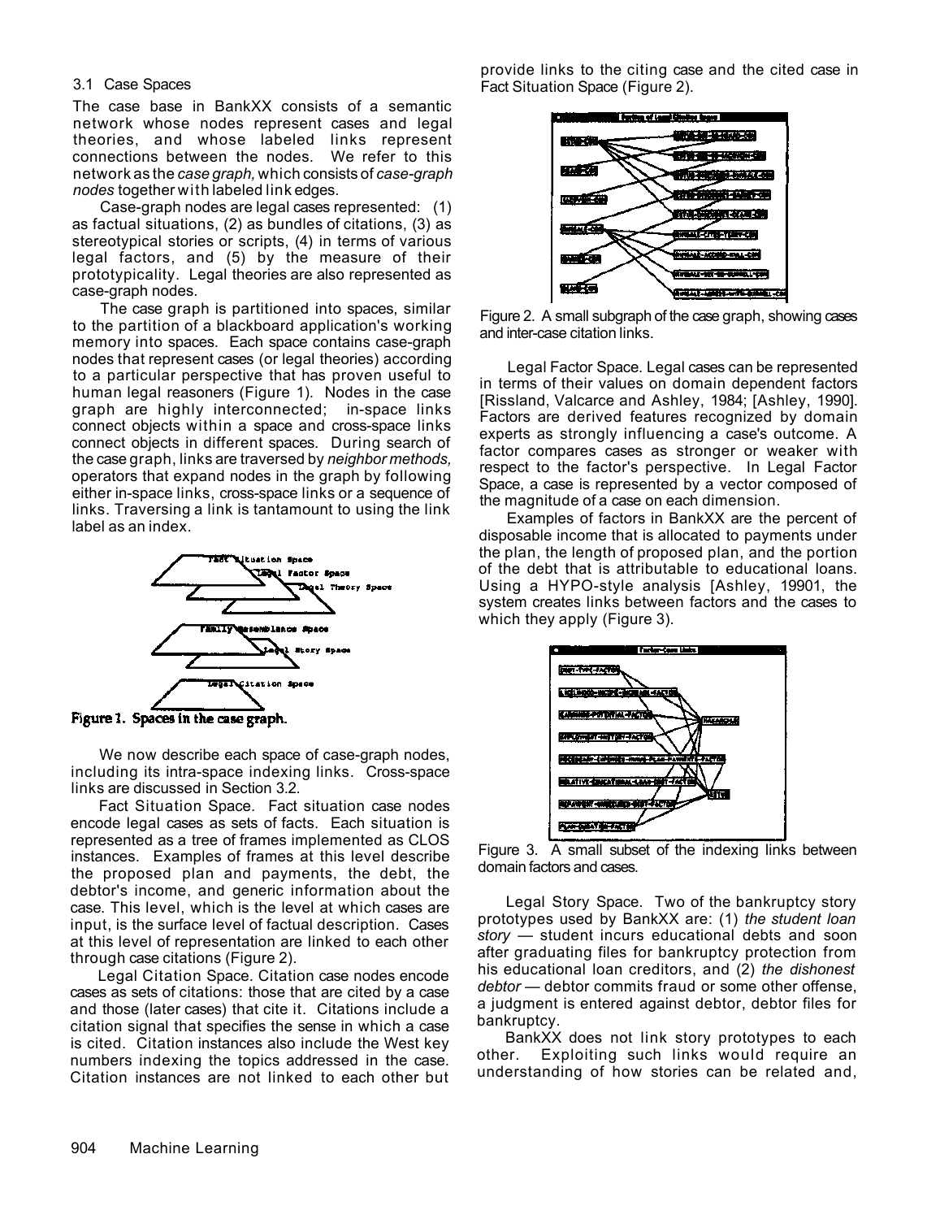### 3.1 Case Spaces

The case base in BankXX consists of a semantic network whose nodes represent cases and legal theories, and whose labeled links represent connections between the nodes. We refer to this network as the *case graph,* which consists of *case-graph nodes* together with labeled link edges.

Case-graph nodes are legal cases represented: (1) as factual situations, (2) as bundles of citations, (3) as stereotypical stories or scripts, (4) in terms of various legal factors, and (5) by the measure of their prototypicality. Legal theories are also represented as case-graph nodes.

The case graph is partitioned into spaces, similar to the partition of a blackboard application's working memory into spaces. Each space contains case-graph nodes that represent cases (or legal theories) according to a particular perspective that has proven useful to human legal reasoners (Figure 1). Nodes in the case graph are highly interconnected; in-space links connect objects within a space and cross-space links connect objects in different spaces. During search of the case graph, links are traversed by *neighbor methods,* operators that expand nodes in the graph by following either in-space links, cross-space links or a sequence of links. Traversing a link is tantamount to using the link label as an index.

Figure 1. Spaces in the case graph.

We now describe each space of case-graph nodes, including its intra-space indexing links. Cross-space links are discussed in Section 3.2.

Fact Situation Space. Fact situation case nodes encode legal cases as sets of facts. Each situation is represented as a tree of frames implemented as CLOS instances. Examples of frames at this level describe the proposed plan and payments, the debt, the debtor's income, and generic information about the case. This level, which is the level at which cases are input, is the surface level of factual description. Cases at this level of representation are linked to each other through case citations (Figure 2).

Legal Citation Space. Citation case nodes encode cases as sets of citations: those that are cited by a case and those (later cases) that cite it. Citations include a citation signal that specifies the sense in which a case is cited. Citation instances also include the West key numbers indexing the topics addressed in the case. Citation instances are not linked to each other but provide links to the citing case and the cited case in Fact Situation Space (Figure 2).

Figure 2. A small subgraph of the case graph, showing cases and inter-case citation links.

Legal Factor Space. Legal cases can be represented in terms of their values on domain dependent factors [Rissland, Valcarce and Ashley, 1984; [Ashley, 1990]. Factors are derived features recognized by domain experts as strongly influencing a case's outcome. A factor compares cases as stronger or weaker with respect to the factor's perspective. In Legal Factor Space, a case is represented by a vector composed of the magnitude of a case on each dimension.

Examples of factors in BankXX are the percent of disposable income that is allocated to payments under the plan, the length of proposed plan, and the portion of the debt that is attributable to educational loans. Using a HYPO-style analysis [Ashley, 19901, the system creates links between factors and the cases to which they apply (Figure 3).

Figure 3. A small subset of the indexing links between domain factors and cases.

Legal Story Space. Two of the bankruptcy story prototypes used by BankXX are: (1) *the student loan story* — student incurs educational debts and soon after graduating files for bankruptcy protection from his educational loan creditors, and (2) *the dishonest debtor* — debtor commits fraud or some other offense, a judgment is entered against debtor, debtor files for bankruptcy.

BankXX does not link story prototypes to each other. Exploiting such links would require an understanding of how stories can be related and,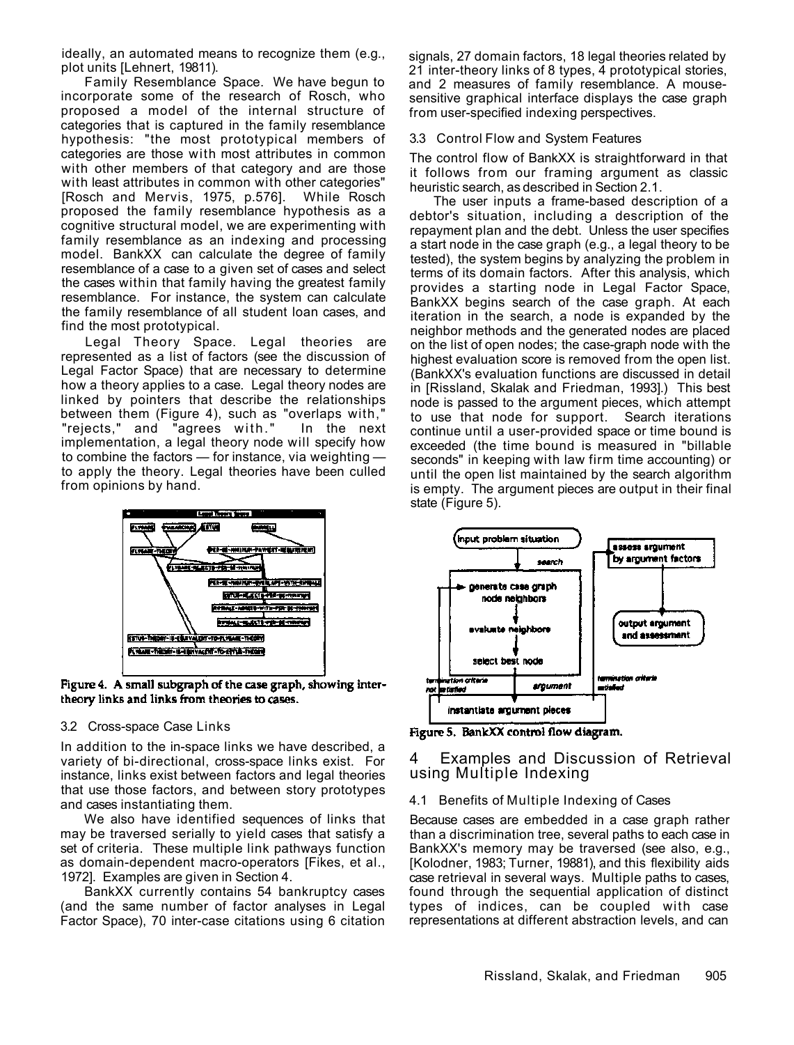ideally, an automated means to recognize them (e.g., plot units [Lehnert, 19811).

Family Resemblance Space. We have begun to incorporate some of the research of Rosch, who proposed a model of the internal structure of categories that is captured in the family resemblance hypothesis: "the most prototypical members of categories are those with most attributes in common with other members of that category and are those with least attributes in common with other categories" [Rosch and Mervis, 1975, p.576]. While Rosch proposed the family resemblance hypothesis as a cognitive structural model, we are experimenting with family resemblance as an indexing and processing model. BankXX can calculate the degree of family resemblance of a case to a given set of cases and select the cases within that family having the greatest family resemblance. For instance, the system can calculate the family resemblance of all student loan cases, and find the most prototypical.

Legal Theory Space. Legal theories are represented as a list of factors (see the discussion of Legal Factor Space) that are necessary to determine how a theory applies to a case. Legal theory nodes are linked by pointers that describe the relationships between them (Figure 4), such as "overlaps with," "rejects," and "agrees with." In the next implementation, a legal theory node will specify how to combine the factors — for instance, via weighting — to apply the theory. Legal theories have been culled from opinions by hand.

Figure 4. A small subgraph of the case graph, showing inter-theory links and links from theories to cases.

### 3.2 Cross-space Case Links

In addition to the in-space links we have described, a variety of bi-directional, cross-space links exist. For instance, links exist between factors and legal theories that use those factors, and between story prototypes and cases instantiating them.

We also have identified sequences of links that may be traversed serially to yield cases that satisfy a set of criteria. These multiple link pathways function as domain-dependent macro-operators [Fikes, et al., 1972]. Examples are given in Section 4.

BankXX currently contains 54 bankruptcy cases (and the same number of factor analyses in Legal Factor Space), 70 inter-case citations using 6 citation signals, 27 domain factors, 18 legal theories related by 21 inter-theory links of 8 types, 4 prototypical stories, and 2 measures of family resemblance. A mouse-sensitive graphical interface displays the case graph from user-specified indexing perspectives.

### 3.3 Control Flow and System Features

The control flow of BankXX is straightforward in that it follows from our framing argument as classic heuristic search, as described in Section 2.1.

The user inputs a frame-based description of a debtor's situation, including a description of the repayment plan and the debt. Unless the user specifies a start node in the case graph (e.g., a legal theory to be tested), the system begins by analyzing the problem in terms of its domain factors. After this analysis, which provides a starting node in Legal Factor Space, BankXX begins search of the case graph. At each iteration in the search, a node is expanded by the neighbor methods and the generated nodes are placed on the list of open nodes; the case-graph node with the highest evaluation score is removed from the open list. (BankXX's evaluation functions are discussed in detail in [Rissland, Skalak and Friedman, 1993].) This best node is passed to the argument pieces, which attempt to use that node for support. Search iterations continue until a user-provided space or time bound is exceeded (the time bound is measured in "billable seconds" in keeping with law firm time accounting) or until the open list maintained by the search algorithm is empty. The argument pieces are output in their final state (Figure 5).

Figure 5. BankXX control flow diagram.

## 4 Examples and Discussion of Retrieval using Multiple Indexing

### 4.1 Benefits of Multiple Indexing of Cases

Because cases are embedded in a case graph rather than a discrimination tree, several paths to each case in BankXX's memory may be traversed (see also, e.g., [Kolodner, 1983; Turner, 19881), and this flexibility aids case retrieval in several ways. Multiple paths to cases, found through the sequential application of distinct types of indices, can be coupled with case representations at different abstraction levels, and can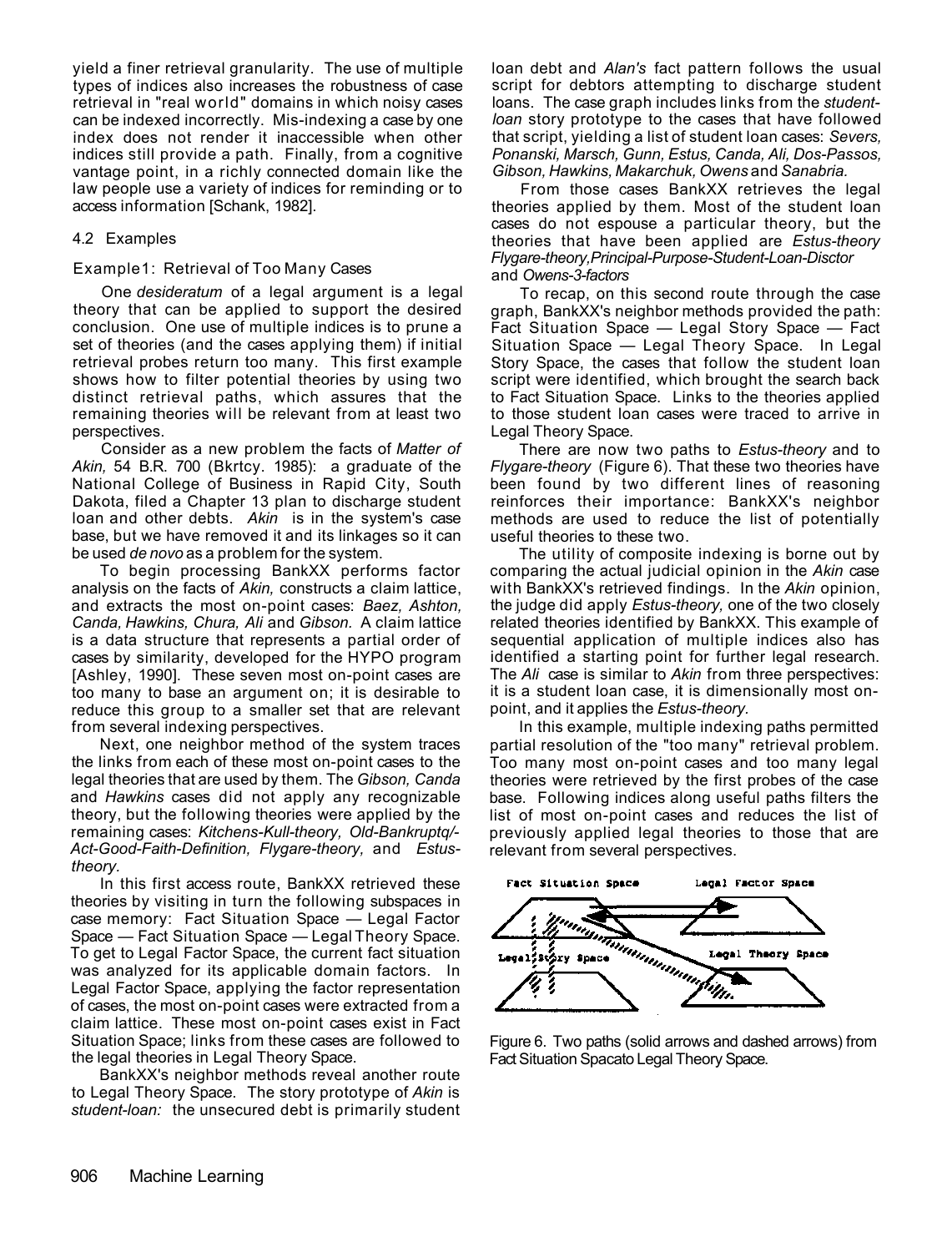yield a finer retrieval granularity. The use of multiple types of indices also increases the robustness of case retrieval in "real world" domains in which noisy cases can be indexed incorrectly. Mis-indexing a case by one index does not render it inaccessible when other indices still provide a path. Finally, from a cognitive vantage point, in a richly connected domain like the law people use a variety of indices for reminding or to access information [Schank, 1982].

### 4.2 Examples

#### Example 1: Retrieval of Too Many Cases

One *desideratum* of a legal argument is a legal theory that can be applied to support the desired conclusion. One use of multiple indices is to prune a set of theories (and the cases applying them) if initial retrieval probes return too many. This first example shows how to filter potential theories by using two distinct retrieval paths, which assures that the remaining theories will be relevant from at least two perspectives.

Consider as a new problem the facts of *Matter of Akin,* 54 B.R. 700 (Bkrtcy. 1985): a graduate of the National College of Business in Rapid City, South Dakota, filed a Chapter 13 plan to discharge student loan and other debts. *Akin* is in the system's case base, but we have removed it and its linkages so it can be used *de novo* as a problem for the system.

To begin processing BankXX performs factor analysis on the facts of *Akin,* constructs a claim lattice, and extracts the most on-point cases: *Baez, Ashton, Canda, Hawkins, Chura, Ali* and *Gibson.* A claim lattice is a data structure that represents a partial order of cases by similarity, developed for the HYPO program [Ashley, 1990]. These seven most on-point cases are too many to base an argument on; it is desirable to reduce this group to a smaller set that are relevant from several indexing perspectives.

Next, one neighbor method of the system traces the links from each of these most on-point cases to the legal theories that are used by them. The *Gibson, Canda* and *Hawkins* cases did not apply any recognizable theory, but the following theories were applied by the remaining cases: *Kitchens-Kull-theory, Old-Bankruptq/-Act-Good-Faith-Definition, Flygare-theory,* and *Estus-theory.*

In this first access route, BankXX retrieved these theories by visiting in turn the following subspaces in case memory: Fact Situation Space — Legal Factor Space — Fact Situation Space — Legal Theory Space. To get to Legal Factor Space, the current fact situation was analyzed for its applicable domain factors. In Legal Factor Space, applying the factor representation of cases, the most on-point cases were extracted from a claim lattice. These most on-point cases exist in Fact Situation Space; links from these cases are followed to the legal theories in Legal Theory Space.

BankXX's neighbor methods reveal another route to Legal Theory Space. The story prototype of *Akin* is *student-loan:* the unsecured debt is primarily student loan debt and *Alan's* fact pattern follows the usual script for debtors attempting to discharge student loans. The case graph includes links from the *student-loan* story prototype to the cases that have followed that script, yielding a list of student loan cases: *Severs, Ponanski, Marsch, Gunn, Estus, Canda, Ali, Dos-Passos, Gibson, Hawkins, Makarchuk, Owens* and *Sanabria.*

From those cases BankXX retrieves the legal theories applied by them. Most of the student loan cases do not espouse a particular theory, but the theories that have been applied are *Estus-theory Flygare-theory,Principal-Purpose-Student-Loan-Disctor* and *Owens-3-factors*

To recap, on this second route through the case graph, BankXX's neighbor methods provided the path: Fact Situation Space — Legal Story Space — Fact Situation Space — Legal Theory Space. In Legal Story Space, the cases that follow the student loan script were identified, which brought the search back to Fact Situation Space. Links to the theories applied to those student loan cases were traced to arrive in Legal Theory Space.

There are now two paths to *Estus-theory* and to *Flygare-theory* (Figure 6). That these two theories have been found by two different lines of reasoning reinforces their importance: BankXX's neighbor methods are used to reduce the list of potentially useful theories to these two.

The utility of composite indexing is borne out by comparing the actual judicial opinion in the *Akin* case with BankXX's retrieved findings. In the *Akin* opinion, the judge did apply *Estus-theory,* one of the two closely related theories identified by BankXX. This example of sequential application of multiple indices also has identified a starting point for further legal research. The *Ali* case is similar to *Akin* from three perspectives: it is a student loan case, it is dimensionally most on-point, and it applies the *Estus-theory.*

In this example, multiple indexing paths permitted partial resolution of the "too many" retrieval problem. Too many most on-point cases and too many legal theories were retrieved by the first probes of the case base. Following indices along useful paths filters the list of most on-point cases and reduces the list of previously applied legal theories to those that are relevant from several perspectives.

Figure 6. Two paths (solid arrows and dashed arrows) from Fact Situation Spacato Legal Theory Space.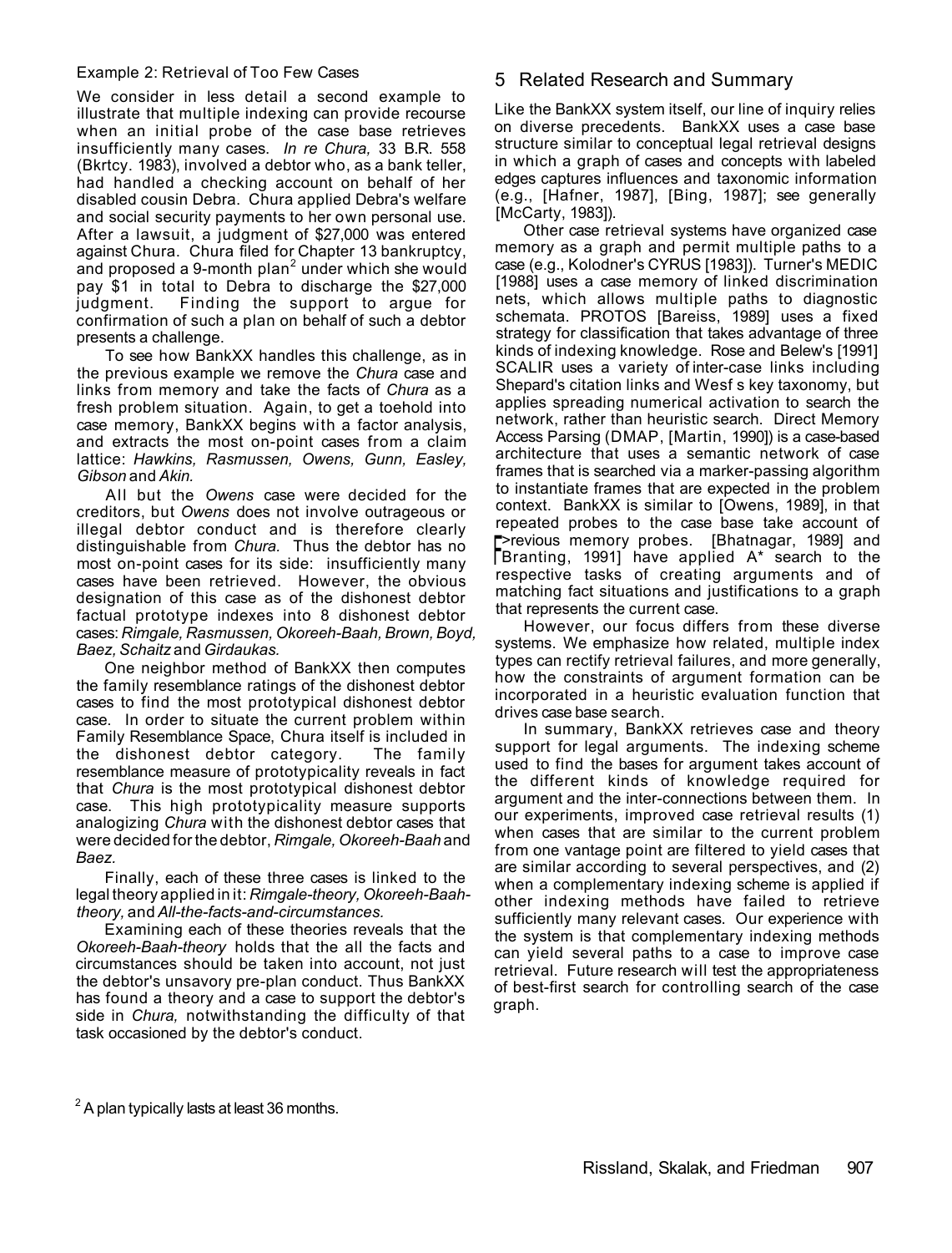Example 2: Retrieval of Too Few Cases

We consider in less detail a second example to illustrate that multiple indexing can provide recourse when an initial probe of the case base retrieves insufficiently many cases. *In re Chura,* 33 B.R. 558 (Bkrtcy. 1983), involved a debtor who, as a bank teller, had handled a checking account on behalf of her disabled cousin Debra. Chura applied Debra's welfare and social security payments to her own personal use. After a lawsuit, a judgment of $27,000 was entered against Chura. Chura filed for Chapter 13 bankruptcy, and proposed a 9-month plan[2] under which she would pay $1 in total to Debra to discharge the $27,000 judgment. Finding the support to argue for confirmation of such a plan on behalf of such a debtor presents a challenge.

To see how BankXX handles this challenge, as in the previous example we remove the *Chura* case and links from memory and take the facts of *Chura* as a fresh problem situation. Again, to get a toehold into case memory, BankXX begins with a factor analysis, and extracts the most on-point cases from a claim lattice: *Hawkins, Rasmussen, Owens, Gunn, Easley, Gibson* and *Akin.*

All but the *Owens* case were decided for the creditors, but *Owens* does not involve outrageous or illegal debtor conduct and is therefore clearly distinguishable from *Chura.* Thus the debtor has no most on-point cases for its side: insufficiently many cases have been retrieved. However, the obvious designation of this case as of the dishonest debtor factual prototype indexes into 8 dishonest debtor cases: *Rimgale, Rasmussen, Okoreeh-Baah, Brown, Boyd, Baez, Schaitz* and *Girdaukas.*

One neighbor method of BankXX then computes the family resemblance ratings of the dishonest debtor cases to find the most prototypical dishonest debtor case. In order to situate the current problem within Family Resemblance Space, Chura itself is included in the dishonest debtor category. The family resemblance measure of prototypicality reveals in fact that *Chura* is the most prototypical dishonest debtor case. This high prototypicality measure supports analogizing *Chura* with the dishonest debtor cases that were decided for the debtor, *Rimgale, Okoreeh-Baah* and *Baez.*

Finally, each of these three cases is linked to the legal theory applied in it: *Rimgale-theory, Okoreeh-Baah-theory,* and *All-the-facts-and-circumstances.*

Examining each of these theories reveals that the *Okoreeh-Baah-theory* holds that the all the facts and circumstances should be taken into account, not just the debtor's unsavory pre-plan conduct. Thus BankXX has found a theory and a case to support the debtor's side in *Chura,* notwithstanding the difficulty of that task occasioned by the debtor's conduct.

[2] A plan typically lasts at least 36 months.

## 5 Related Research and Summary

Like the BankXX system itself, our line of inquiry relies on diverse precedents. BankXX uses a case base structure similar to conceptual legal retrieval designs in which a graph of cases and concepts with labeled edges captures influences and taxonomic information (e.g., [Hafner, 1987], [Bing, 1987]; see generally [McCarty, 1983]).

Other case retrieval systems have organized case memory as a graph and permit multiple paths to a case (e.g., Kolodner's CYRUS [1983]). Turner's MEDIC [1988] uses a case memory of linked discrimination nets, which allows multiple paths to diagnostic schemata. PROTOS [Bareiss, 1989] uses a fixed strategy for classification that takes advantage of three kinds of indexing knowledge. Rose and Belew's [1991] SCALIR uses a variety of inter-case links including Shepard's citation links and Wesf s key taxonomy, but applies spreading numerical activation to search the network, rather than heuristic search. Direct Memory Access Parsing (DMAP, [Martin, 1990]) is a case-based architecture that uses a semantic network of case frames that is searched via a marker-passing algorithm to instantiate frames that are expected in the problem context. BankXX is similar to [Owens, 1989], in that repeated probes to the case base take account of previous memory probes. [Bhatnagar, 1989] and [Branting, 1991] have applied A* search to the respective tasks of creating arguments and of matching fact situations and justifications to a graph that represents the current case.

However, our focus differs from these diverse systems. We emphasize how related, multiple index types can rectify retrieval failures, and more generally, how the constraints of argument formation can be incorporated in a heuristic evaluation function that drives case base search.

In summary, BankXX retrieves case and theory support for legal arguments. The indexing scheme used to find the bases for argument takes account of the different kinds of knowledge required for argument and the inter-connections between them. In our experiments, improved case retrieval results (1) when cases that are similar to the current problem from one vantage point are filtered to yield cases that are similar according to several perspectives, and (2) when a complementary indexing scheme is applied if other indexing methods have failed to retrieve sufficiently many relevant cases. Our experience with the system is that complementary indexing methods can yield several paths to a case to improve case retrieval. Future research will test the appropriateness of best-first search for controlling search of the case graph.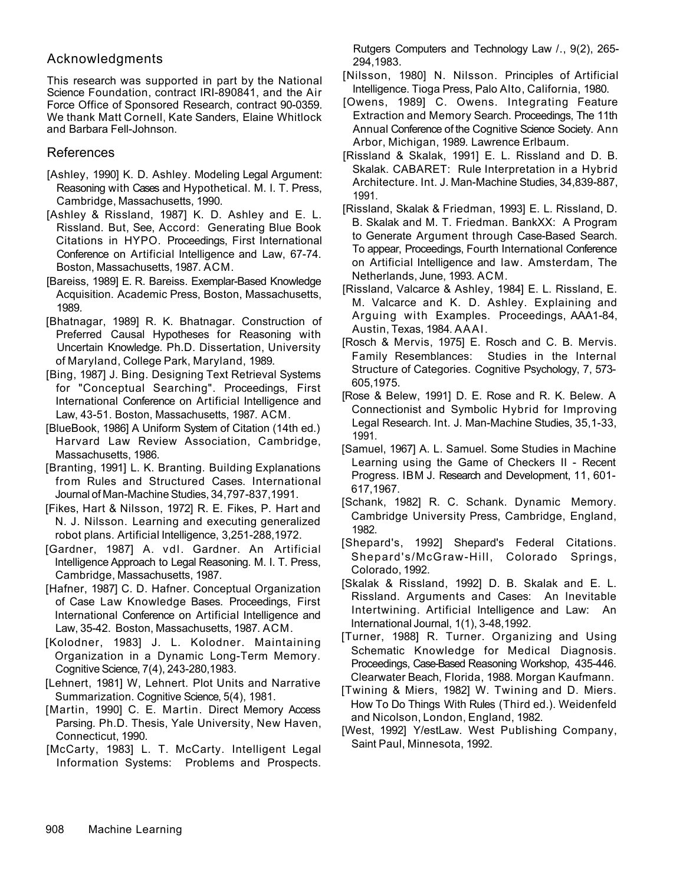## Acknowledgments

This research was supported in part by the National Science Foundation, contract IRI-890841, and the Air Force Office of Sponsored Research, contract 90-0359. We thank Matt Cornell, Kate Sanders, Elaine Whitlock and Barbara Fell-Johnson.

## References

[Ashley, 1990] K. D. Ashley. Modeling Legal Argument: Reasoning with Cases and Hypothetical. M. I. T. Press, Cambridge, Massachusetts, 1990.

[Ashley & Rissland, 1987] K. D. Ashley and E. L. Rissland. But, See, Accord: Generating Blue Book Citations in HYPO. Proceedings, First International Conference on Artificial Intelligence and Law, 67-74. Boston, Massachusetts, 1987. ACM.

[Bareiss, 1989] E. R. Bareiss. Exemplar-Based Knowledge Acquisition. Academic Press, Boston, Massachusetts, 1989.

[Bhatnagar, 1989] R. K. Bhatnagar. Construction of Preferred Causal Hypotheses for Reasoning with Uncertain Knowledge. Ph.D. Dissertation, University of Maryland, College Park, Maryland, 1989.

[Bing, 1987] J. Bing. Designing Text Retrieval Systems for "Conceptual Searching". Proceedings, First International Conference on Artificial Intelligence and Law, 43-51. Boston, Massachusetts, 1987. ACM.

[BlueBook, 1986] A Uniform System of Citation (14th ed.) Harvard Law Review Association, Cambridge, Massachusetts, 1986.

[Branting, 1991] L. K. Branting. Building Explanations from Rules and Structured Cases. International Journal of Man-Machine Studies, 34,797-837,1991.

[Fikes, Hart & Nilsson, 1972] R. E. Fikes, P. Hart and N. J. Nilsson. Learning and executing generalized robot plans. Artificial Intelligence, 3,251-288,1972.

[Gardner, 1987] A. vdl. Gardner. An Artificial Intelligence Approach to Legal Reasoning. M. I. T. Press, Cambridge, Massachusetts, 1987.

[Hafner, 1987] C. D. Hafner. Conceptual Organization of Case Law Knowledge Bases. Proceedings, First International Conference on Artificial Intelligence and Law, 35-42. Boston, Massachusetts, 1987. ACM.

[Kolodner, 1983] J. L. Kolodner. Maintaining Organization in a Dynamic Long-Term Memory. Cognitive Science, 7(4), 243-280,1983.

[Lehnert, 1981] W, Lehnert. Plot Units and Narrative Summarization. Cognitive Science, 5(4), 1981.

[Martin, 1990] C. E. Martin. Direct Memory Access Parsing. Ph.D. Thesis, Yale University, New Haven, Connecticut, 1990.

[McCarty, 1983] L. T. McCarty. Intelligent Legal Information Systems: Problems and Prospects. Rutgers Computers and Technology Law /., 9(2), 265-294,1983.

[Nilsson, 1980] N. Nilsson. Principles of Artificial Intelligence. Tioga Press, Palo Alto, California, 1980.

[Owens, 1989] C. Owens. Integrating Feature Extraction and Memory Search. Proceedings, The 11th Annual Conference of the Cognitive Science Society. Ann Arbor, Michigan, 1989. Lawrence Erlbaum.

[Rissland & Skalak, 1991] E. L. Rissland and D. B. Skalak. CABARET: Rule Interpretation in a Hybrid Architecture. Int. J. Man-Machine Studies, 34,839-887, 1991.

[Rissland, Skalak & Friedman, 1993] E. L. Rissland, D. B. Skalak and M. T. Friedman. BankXX: A Program to Generate Argument through Case-Based Search. To appear, Proceedings, Fourth International Conference on Artificial Intelligence and law. Amsterdam, The Netherlands, June, 1993. ACM.

[Rissland, Valcarce & Ashley, 1984] E. L. Rissland, E. M. Valcarce and K. D. Ashley. Explaining and Arguing with Examples. Proceedings, AAA1-84, Austin, Texas, 1984. AAAI.

[Rosch & Mervis, 1975] E. Rosch and C. B. Mervis. Family Resemblances: Studies in the Internal Structure of Categories. Cognitive Psychology, 7, 573-605,1975.

[Rose & Belew, 1991] D. E. Rose and R. K. Belew. A Connectionist and Symbolic Hybrid for Improving Legal Research. Int. J. Man-Machine Studies, 35,1-33, 1991.

[Samuel, 1967] A. L. Samuel. Some Studies in Machine Learning using the Game of Checkers II - Recent Progress. IBM J. Research and Development, 11, 601-617,1967.

[Schank, 1982] R. C. Schank. Dynamic Memory. Cambridge University Press, Cambridge, England, 1982.

[Shepard's, 1992] Shepard's Federal Citations. Shepard's/McGraw-Hill, Colorado Springs, Colorado, 1992.

[Skalak & Rissland, 1992] D. B. Skalak and E. L. Rissland. Arguments and Cases: An Inevitable Intertwining. Artificial Intelligence and Law: An International Journal, 1(1), 3-48,1992.

[Turner, 1988] R. Turner. Organizing and Using Schematic Knowledge for Medical Diagnosis. Proceedings, Case-Based Reasoning Workshop, 435-446. Clearwater Beach, Florida, 1988. Morgan Kaufmann.

[Twining & Miers, 1982] W. Twining and D. Miers. How To Do Things With Rules (Third ed.). Weidenfeld and Nicolson, London, England, 1982.

[West, 1992] Y/estLaw. West Publishing Company, Saint Paul, Minnesota, 1992.